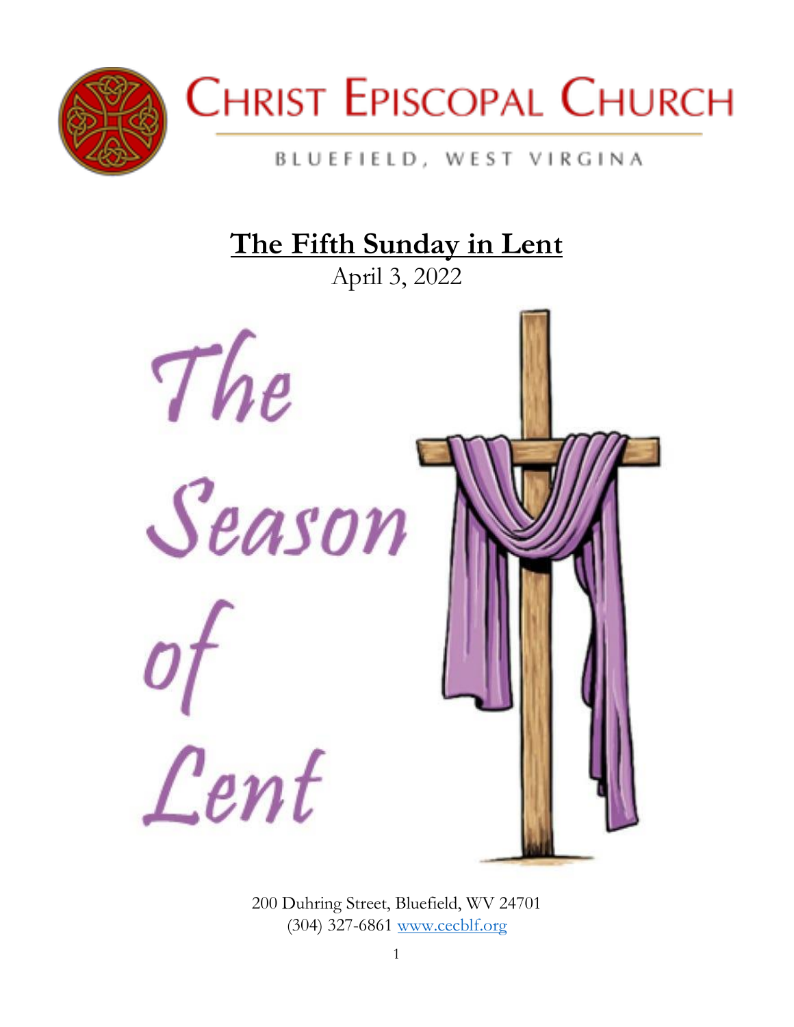# Christ Episcopal Church

BLUEFIELD, WEST VIRGINIA

## The Fifth Sunday in Lent

April 3, 2022

The Season of Lent

200 Duhring Street, Bluefield, WV 24701
(304) 327-6861 [www.cecblf.org](http://www.cecblf.org)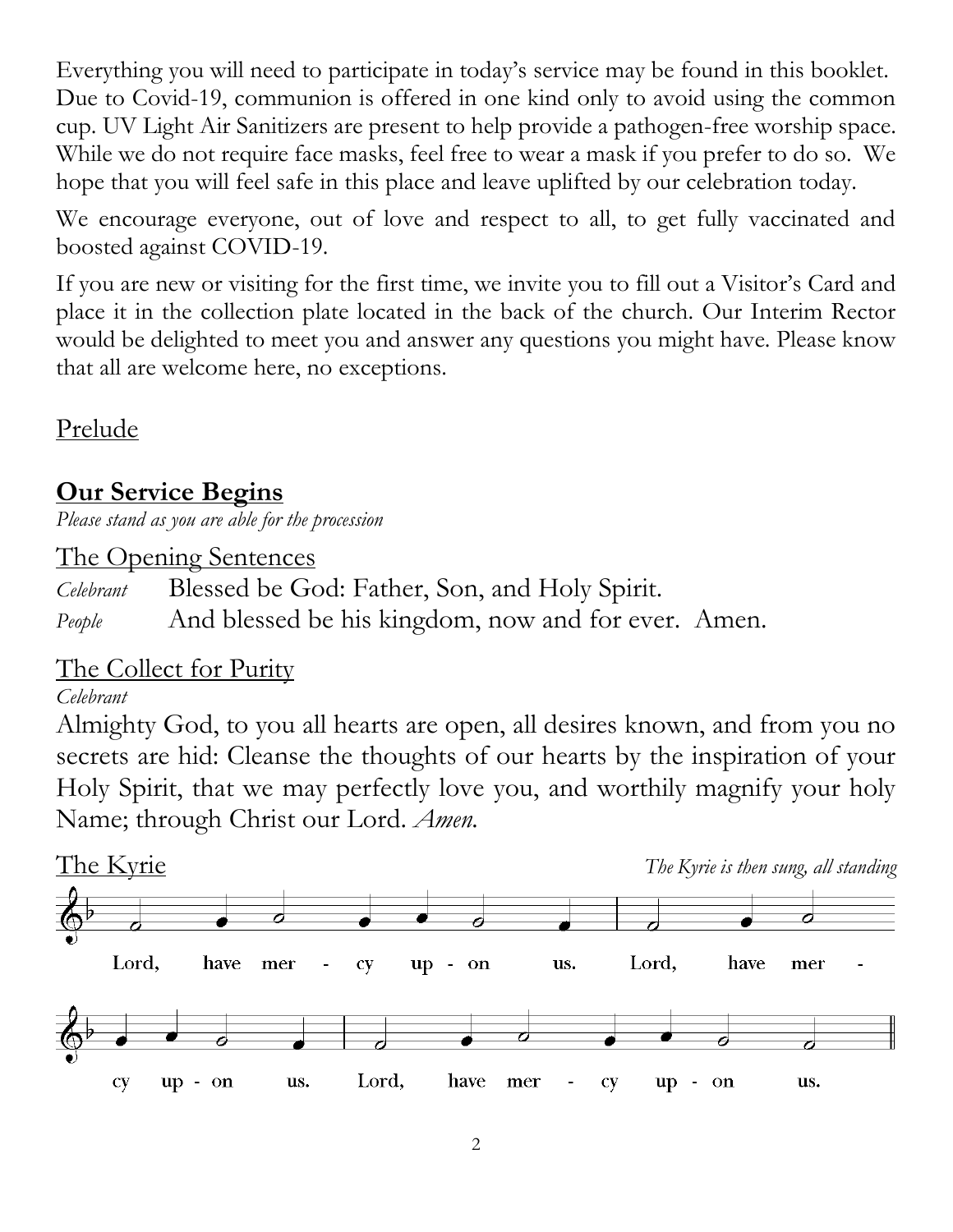Everything you will need to participate in today's service may be found in this booklet. Due to Covid-19, communion is offered in one kind only to avoid using the common cup. UV Light Air Sanitizers are present to help provide a pathogen-free worship space. While we do not require face masks, feel free to wear a mask if you prefer to do so. We hope that you will feel safe in this place and leave uplifted by our celebration today.

We encourage everyone, out of love and respect to all, to get fully vaccinated and boosted against COVID-19.

If you are new or visiting for the first time, we invite you to fill out a Visitor's Card and place it in the collection plate located in the back of the church. Our Interim Rector would be delighted to meet you and answer any questions you might have. Please know that all are welcome here, no exceptions.

Prelude

## Our Service Begins

*Please stand as you are able for the procession*

The Opening Sentences

*Celebrant* Blessed be God: Father, Son, and Holy Spirit.

*People* And blessed be his kingdom, now and for ever. Amen.

The Collect for Purity

*Celebrant*

Almighty God, to you all hearts are open, all desires known, and from you no secrets are hid: Cleanse the thoughts of our hearts by the inspiration of your Holy Spirit, that we may perfectly love you, and worthily magnify your holy Name; through Christ our Lord. *Amen.*

The Kyrie *The Kyrie is then sung, all standing*

Lord, have mercy upon us. Lord, have mercy upon us. Lord, have mercy upon us.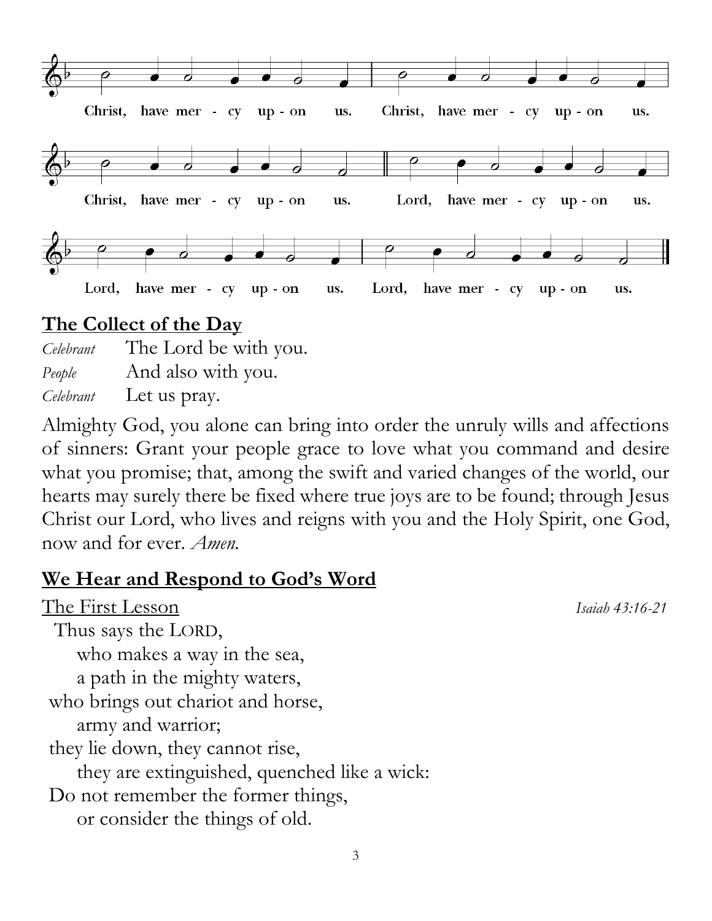Christ, have mer - cy up - on us. Christ, have mer - cy up - on us.

Christ, have mer - cy up - on us. Lord, have mer - cy up - on us.

Lord, have mer - cy up - on us. Lord, have mer - cy up - on us.

## The Collect of the Day

*Celebrant* The Lord be with you.
*People* And also with you.
*Celebrant* Let us pray.

Almighty God, you alone can bring into order the unruly wills and affections of sinners: Grant your people grace to love what you command and desire what you promise; that, among the swift and varied changes of the world, our hearts may surely there be fixed where true joys are to be found; through Jesus Christ our Lord, who lives and reigns with you and the Holy Spirit, one God, now and for ever. *Amen.*

## We Hear and Respond to God's Word

The First Lesson *Isaiah 43:16-21*

Thus says the LORD,
who makes a way in the sea,
a path in the mighty waters,
who brings out chariot and horse,
army and warrior;
they lie down, they cannot rise,
they are extinguished, quenched like a wick:
Do not remember the former things,
or consider the things of old.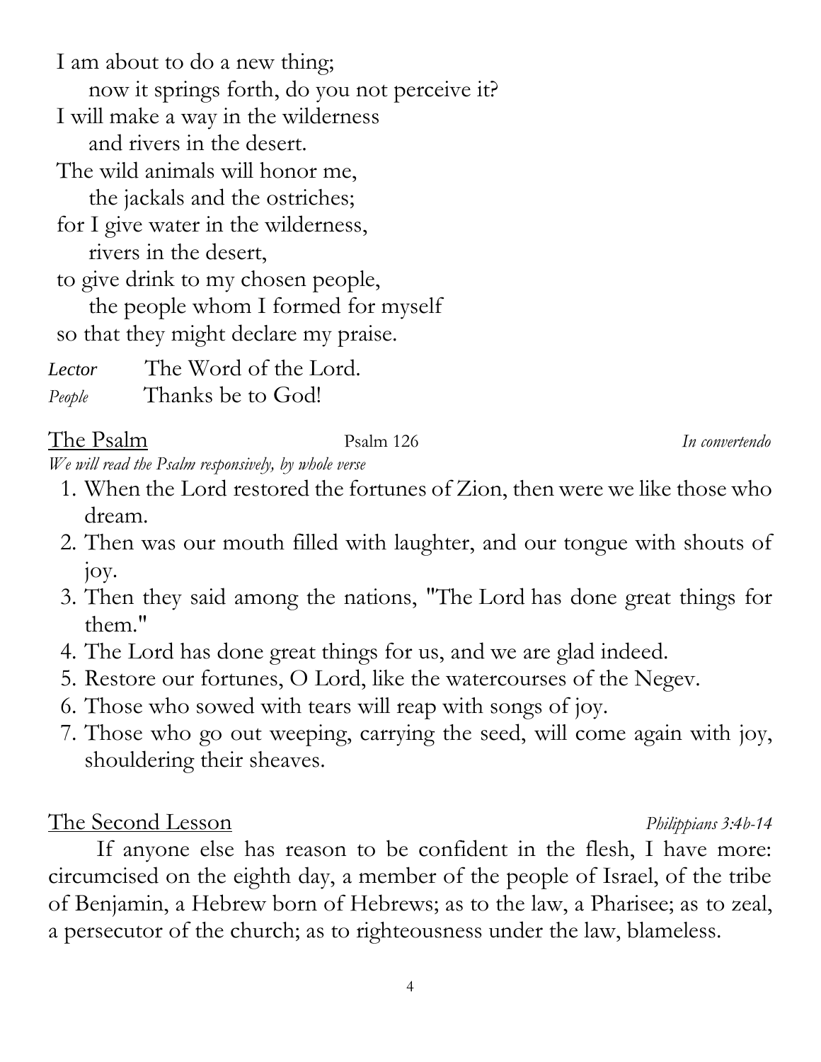I am about to do a new thing;  
&nbsp;&nbsp;&nbsp;&nbsp;now it springs forth, do you not perceive it?  
I will make a way in the wilderness  
&nbsp;&nbsp;&nbsp;&nbsp;and rivers in the desert.  
The wild animals will honor me,  
&nbsp;&nbsp;&nbsp;&nbsp;the jackals and the ostriches;  
for I give water in the wilderness,  
&nbsp;&nbsp;&nbsp;&nbsp;rivers in the desert,  
to give drink to my chosen people,  
&nbsp;&nbsp;&nbsp;&nbsp;the people whom I formed for myself  
so that they might declare my praise.

*Lector* The Word of the Lord.  
*People* Thanks be to God!

## The Psalm — Psalm 126 — *In convertendo*

*We will read the Psalm responsively, by whole verse*

1. When the Lord restored the fortunes of Zion, then were we like those who dream.
2. Then was our mouth filled with laughter, and our tongue with shouts of joy.
3. Then they said among the nations, "The Lord has done great things for them."
4. The Lord has done great things for us, and we are glad indeed.
5. Restore our fortunes, O Lord, like the watercourses of the Negev.
6. Those who sowed with tears will reap with songs of joy.
7. Those who go out weeping, carrying the seed, will come again with joy, shouldering their sheaves.

## The Second Lesson — *Philippians 3:4b-14*

If anyone else has reason to be confident in the flesh, I have more: circumcised on the eighth day, a member of the people of Israel, of the tribe of Benjamin, a Hebrew born of Hebrews; as to the law, a Pharisee; as to zeal, a persecutor of the church; as to righteousness under the law, blameless.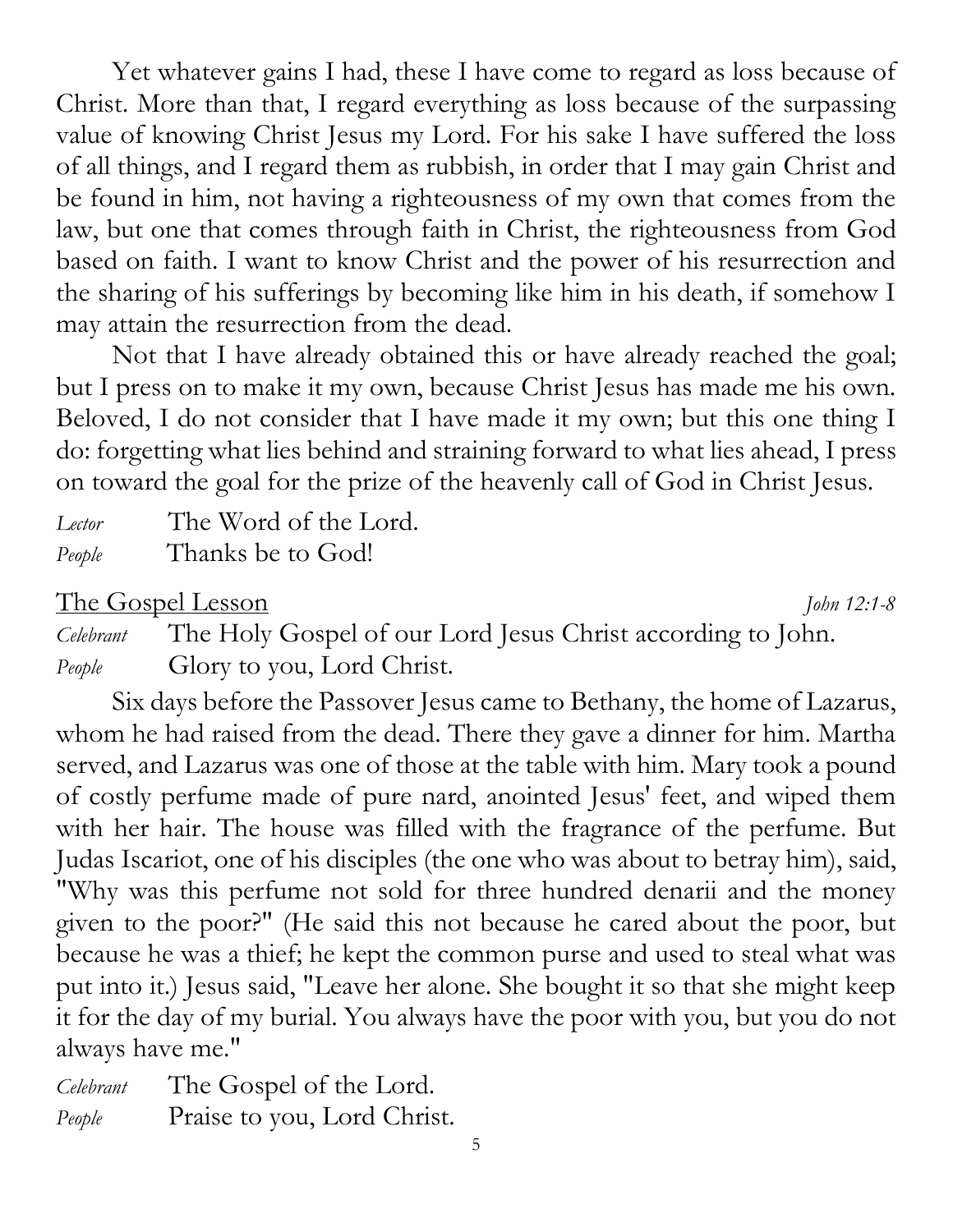Yet whatever gains I had, these I have come to regard as loss because of Christ. More than that, I regard everything as loss because of the surpassing value of knowing Christ Jesus my Lord. For his sake I have suffered the loss of all things, and I regard them as rubbish, in order that I may gain Christ and be found in him, not having a righteousness of my own that comes from the law, but one that comes through faith in Christ, the righteousness from God based on faith. I want to know Christ and the power of his resurrection and the sharing of his sufferings by becoming like him in his death, if somehow I may attain the resurrection from the dead.

Not that I have already obtained this or have already reached the goal; but I press on to make it my own, because Christ Jesus has made me his own. Beloved, I do not consider that I have made it my own; but this one thing I do: forgetting what lies behind and straining forward to what lies ahead, I press on toward the goal for the prize of the heavenly call of God in Christ Jesus.

*Lector* The Word of the Lord.
*People* Thanks be to God!

The Gospel Lesson *John 12:1-8*

*Celebrant* The Holy Gospel of our Lord Jesus Christ according to John.
*People* Glory to you, Lord Christ.

Six days before the Passover Jesus came to Bethany, the home of Lazarus, whom he had raised from the dead. There they gave a dinner for him. Martha served, and Lazarus was one of those at the table with him. Mary took a pound of costly perfume made of pure nard, anointed Jesus' feet, and wiped them with her hair. The house was filled with the fragrance of the perfume. But Judas Iscariot, one of his disciples (the one who was about to betray him), said, "Why was this perfume not sold for three hundred denarii and the money given to the poor?" (He said this not because he cared about the poor, but because he was a thief; he kept the common purse and used to steal what was put into it.) Jesus said, "Leave her alone. She bought it so that she might keep it for the day of my burial. You always have the poor with you, but you do not always have me."

*Celebrant* The Gospel of the Lord.
*People* Praise to you, Lord Christ.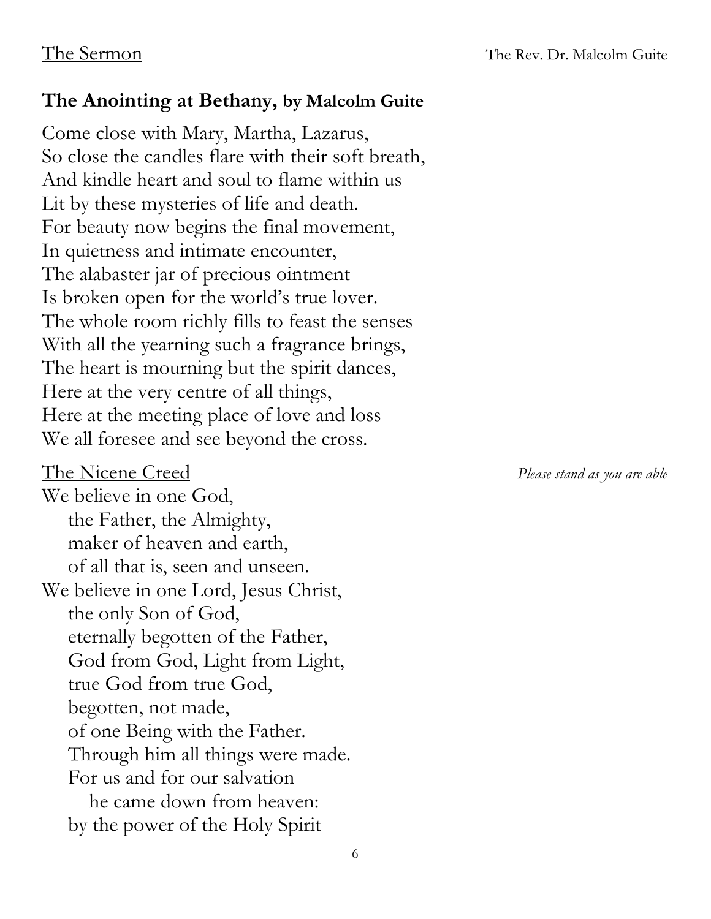The Sermon — The Rev. Dr. Malcolm Guite

**The Anointing at Bethany, by Malcolm Guite**

Come close with Mary, Martha, Lazarus,
So close the candles flare with their soft breath,
And kindle heart and soul to flame within us
Lit by these mysteries of life and death.
For beauty now begins the final movement,
In quietness and intimate encounter,
The alabaster jar of precious ointment
Is broken open for the world's true lover.
The whole room richly fills to feast the senses
With all the yearning such a fragrance brings,
The heart is mourning but the spirit dances,
Here at the very centre of all things,
Here at the meeting place of love and loss
We all foresee and see beyond the cross.

The Nicene Creed — *Please stand as you are able*

We believe in one God,
  the Father, the Almighty,
  maker of heaven and earth,
  of all that is, seen and unseen.
We believe in one Lord, Jesus Christ,
  the only Son of God,
  eternally begotten of the Father,
  God from God, Light from Light,
  true God from true God,
  begotten, not made,
  of one Being with the Father.
  Through him all things were made.
  For us and for our salvation
    he came down from heaven:
  by the power of the Holy Spirit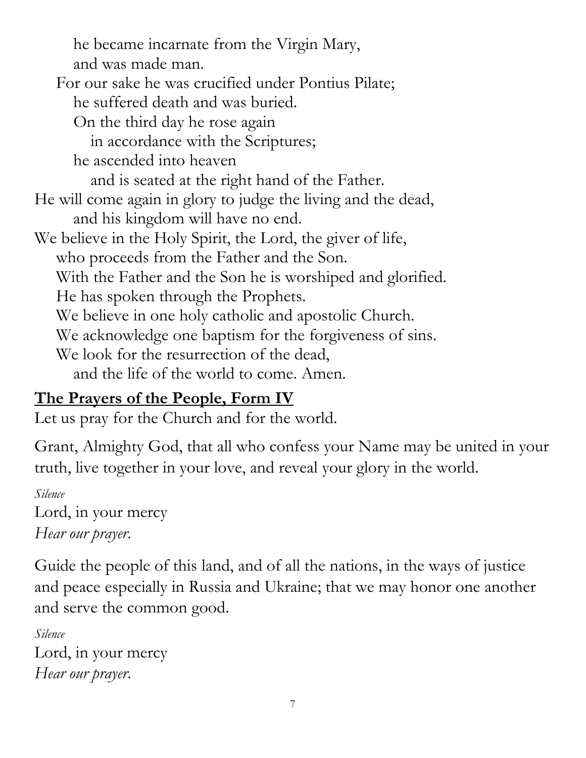he became incarnate from the Virgin Mary,
and was made man.
For our sake he was crucified under Pontius Pilate;
he suffered death and was buried.
On the third day he rose again
in accordance with the Scriptures;
he ascended into heaven
and is seated at the right hand of the Father.
He will come again in glory to judge the living and the dead,
and his kingdom will have no end.
We believe in the Holy Spirit, the Lord, the giver of life,
who proceeds from the Father and the Son.
With the Father and the Son he is worshiped and glorified.
He has spoken through the Prophets.
We believe in one holy catholic and apostolic Church.
We acknowledge one baptism for the forgiveness of sins.
We look for the resurrection of the dead,
and the life of the world to come. Amen.

## The Prayers of the People, Form IV

Let us pray for the Church and for the world.

Grant, Almighty God, that all who confess your Name may be united in your truth, live together in your love, and reveal your glory in the world.

*Silence*

Lord, in your mercy
*Hear our prayer.*

Guide the people of this land, and of all the nations, in the ways of justice and peace especially in Russia and Ukraine; that we may honor one another and serve the common good.

*Silence*

Lord, in your mercy
*Hear our prayer.*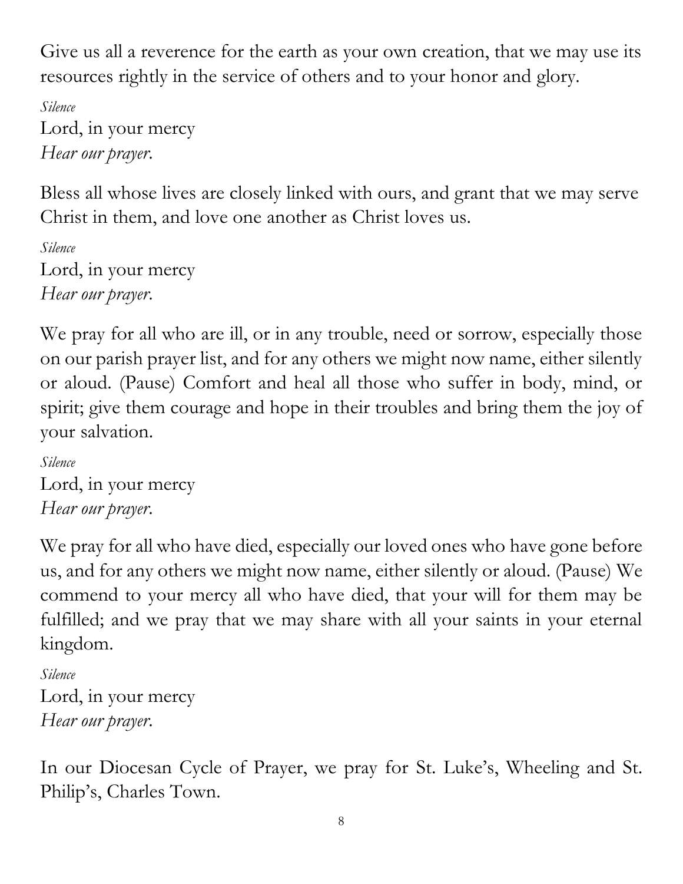Give us all a reverence for the earth as your own creation, that we may use its resources rightly in the service of others and to your honor and glory.

*Silence*
Lord, in your mercy
*Hear our prayer.*

Bless all whose lives are closely linked with ours, and grant that we may serve Christ in them, and love one another as Christ loves us.

*Silence*
Lord, in your mercy
*Hear our prayer.*

We pray for all who are ill, or in any trouble, need or sorrow, especially those on our parish prayer list, and for any others we might now name, either silently or aloud. (Pause) Comfort and heal all those who suffer in body, mind, or spirit; give them courage and hope in their troubles and bring them the joy of your salvation.

*Silence*
Lord, in your mercy
*Hear our prayer.*

We pray for all who have died, especially our loved ones who have gone before us, and for any others we might now name, either silently or aloud. (Pause) We commend to your mercy all who have died, that your will for them may be fulfilled; and we pray that we may share with all your saints in your eternal kingdom.

*Silence*
Lord, in your mercy
*Hear our prayer.*

In our Diocesan Cycle of Prayer, we pray for St. Luke's, Wheeling and St. Philip's, Charles Town.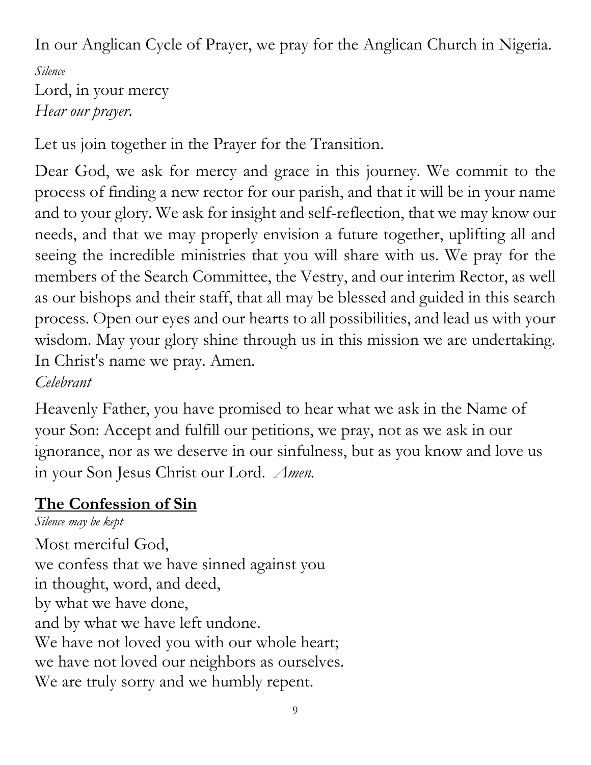In our Anglican Cycle of Prayer, we pray for the Anglican Church in Nigeria.

*Silence*

Lord, in your mercy  
*Hear our prayer.*

Let us join together in the Prayer for the Transition.

Dear God, we ask for mercy and grace in this journey. We commit to the process of finding a new rector for our parish, and that it will be in your name and to your glory. We ask for insight and self-reflection, that we may know our needs, and that we may properly envision a future together, uplifting all and seeing the incredible ministries that you will share with us. We pray for the members of the Search Committee, the Vestry, and our interim Rector, as well as our bishops and their staff, that all may be blessed and guided in this search process. Open our eyes and our hearts to all possibilities, and lead us with your wisdom. May your glory shine through us in this mission we are undertaking. In Christ's name we pray. Amen.

*Celebrant*

Heavenly Father, you have promised to hear what we ask in the Name of your Son: Accept and fulfill our petitions, we pray, not as we ask in our ignorance, nor as we deserve in our sinfulness, but as you know and love us in your Son Jesus Christ our Lord. *Amen.*

## **The Confession of Sin**

*Silence may be kept*

Most merciful God,  
we confess that we have sinned against you  
in thought, word, and deed,  
by what we have done,  
and by what we have left undone.  
We have not loved you with our whole heart;  
we have not loved our neighbors as ourselves.  
We are truly sorry and we humbly repent.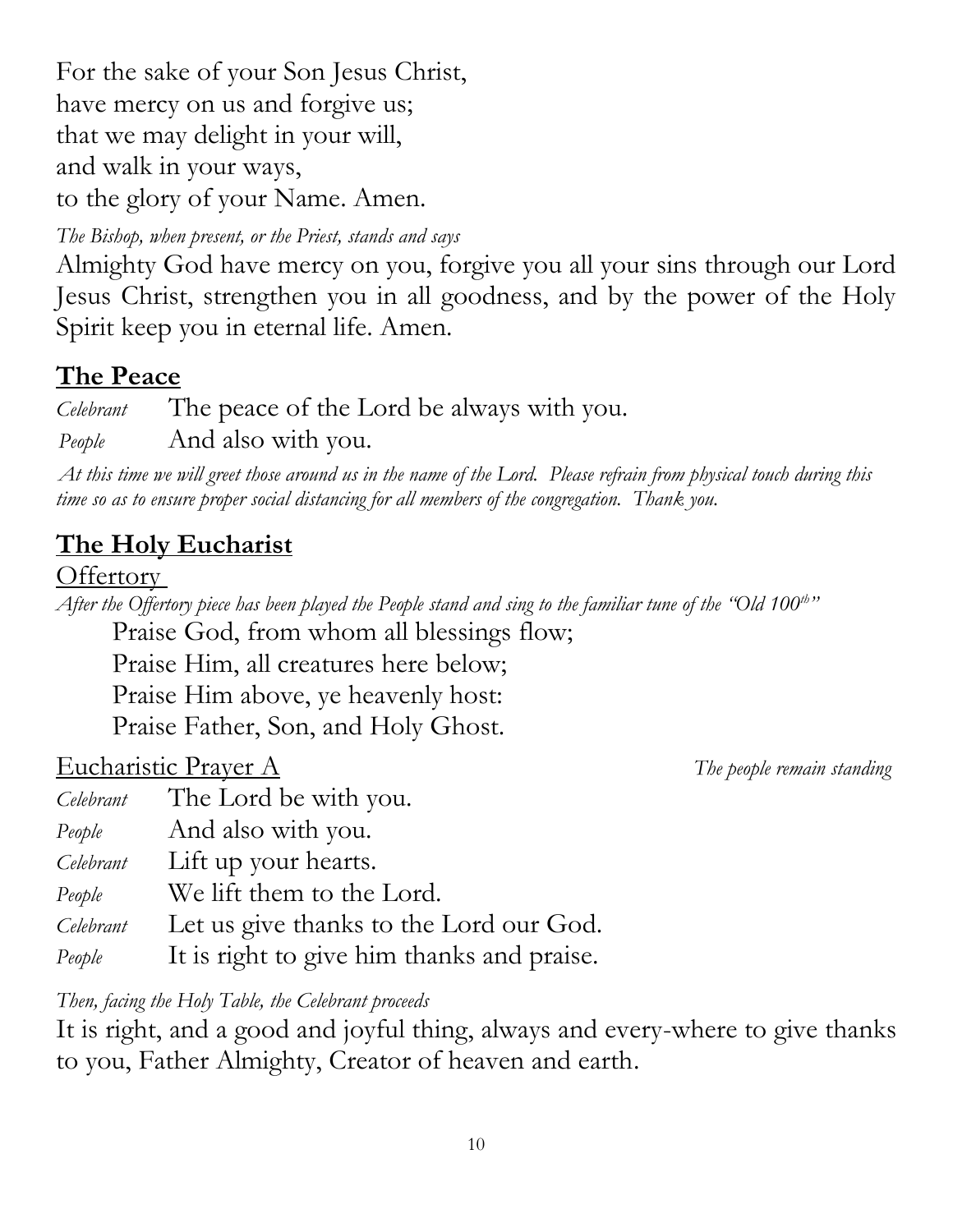For the sake of your Son Jesus Christ,
have mercy on us and forgive us;
that we may delight in your will,
and walk in your ways,
to the glory of your Name. Amen.

*The Bishop, when present, or the Priest, stands and says*

Almighty God have mercy on you, forgive you all your sins through our Lord Jesus Christ, strengthen you in all goodness, and by the power of the Holy Spirit keep you in eternal life. Amen.

## **The Peace**

*Celebrant* The peace of the Lord be always with you.
*People* And also with you.

*At this time we will greet those around us in the name of the Lord. Please refrain from physical touch during this time so as to ensure proper social distancing for all members of the congregation. Thank you.*

## **The Holy Eucharist**

### Offertory

*After the Offertory piece has been played the People stand and sing to the familiar tune of the "Old 100th"*

Praise God, from whom all blessings flow;
Praise Him, all creatures here below;
Praise Him above, ye heavenly host:
Praise Father, Son, and Holy Ghost.

### Eucharistic Prayer A

*The people remain standing*

*Celebrant* The Lord be with you.
*People* And also with you.
*Celebrant* Lift up your hearts.
*People* We lift them to the Lord.
*Celebrant* Let us give thanks to the Lord our God.
*People* It is right to give him thanks and praise.

*Then, facing the Holy Table, the Celebrant proceeds*

It is right, and a good and joyful thing, always and every-where to give thanks to you, Father Almighty, Creator of heaven and earth.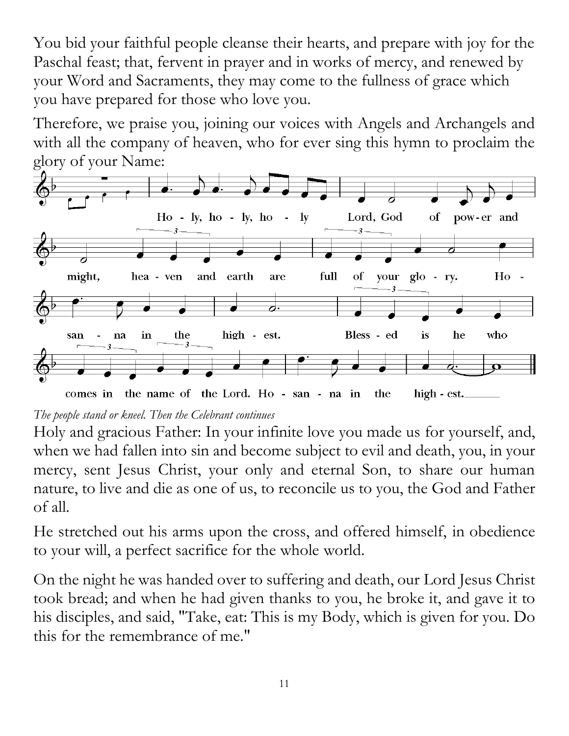You bid your faithful people cleanse their hearts, and prepare with joy for the Paschal feast; that, fervent in prayer and in works of mercy, and renewed by your Word and Sacraments, they may come to the fullness of grace which you have prepared for those who love you.

Therefore, we praise you, joining our voices with Angels and Archangels and with all the company of heaven, who for ever sing this hymn to proclaim the glory of your Name:

Holy, holy, holy Lord, God of power and might, heaven and earth are full of your glory. Hosanna in the highest. Blessed is he who comes in the name of the Lord. Hosanna in the highest.

*The people stand or kneel. Then the Celebrant continues*

Holy and gracious Father: In your infinite love you made us for yourself, and, when we had fallen into sin and become subject to evil and death, you, in your mercy, sent Jesus Christ, your only and eternal Son, to share our human nature, to live and die as one of us, to reconcile us to you, the God and Father of all.

He stretched out his arms upon the cross, and offered himself, in obedience to your will, a perfect sacrifice for the whole world.

On the night he was handed over to suffering and death, our Lord Jesus Christ took bread; and when he had given thanks to you, he broke it, and gave it to his disciples, and said, "Take, eat: This is my Body, which is given for you. Do this for the remembrance of me."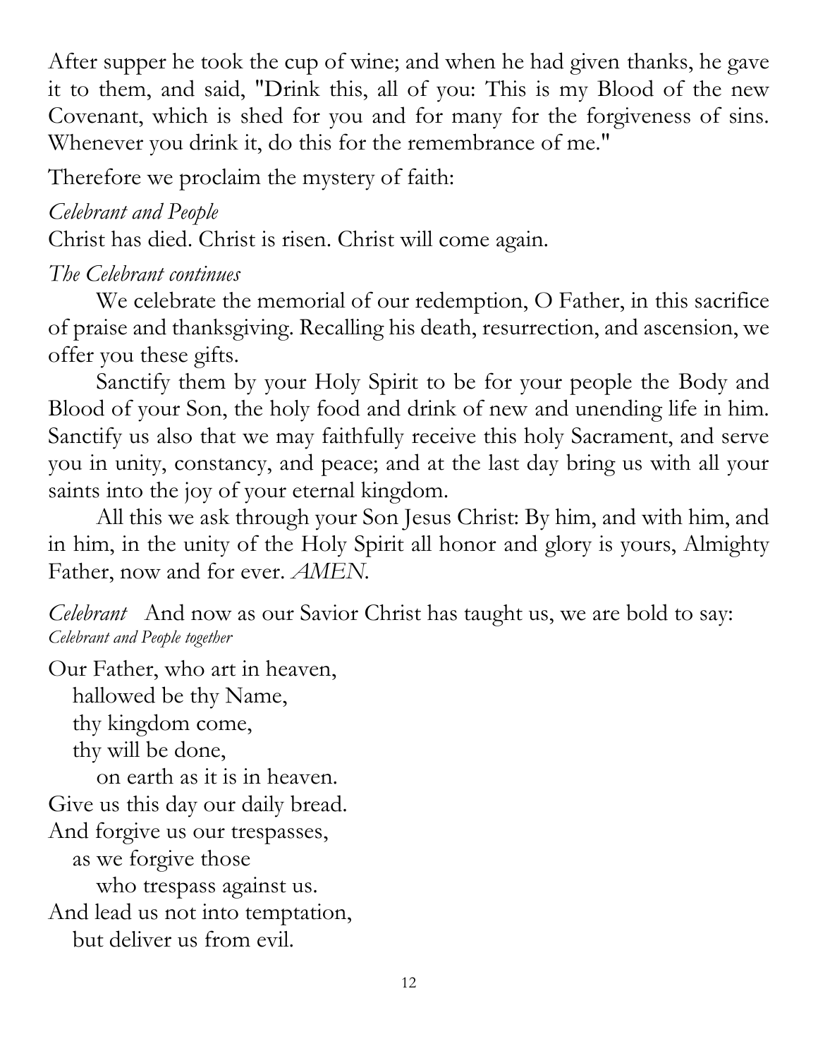After supper he took the cup of wine; and when he had given thanks, he gave it to them, and said, "Drink this, all of you: This is my Blood of the new Covenant, which is shed for you and for many for the forgiveness of sins. Whenever you drink it, do this for the remembrance of me."

Therefore we proclaim the mystery of faith:

*Celebrant and People*

Christ has died. Christ is risen. Christ will come again.

*The Celebrant continues*

We celebrate the memorial of our redemption, O Father, in this sacrifice of praise and thanksgiving. Recalling his death, resurrection, and ascension, we offer you these gifts.

Sanctify them by your Holy Spirit to be for your people the Body and Blood of your Son, the holy food and drink of new and unending life in him. Sanctify us also that we may faithfully receive this holy Sacrament, and serve you in unity, constancy, and peace; and at the last day bring us with all your saints into the joy of your eternal kingdom.

All this we ask through your Son Jesus Christ: By him, and with him, and in him, in the unity of the Holy Spirit all honor and glory is yours, Almighty Father, now and for ever. *AMEN.*

*Celebrant* And now as our Savior Christ has taught us, we are bold to say:

*Celebrant and People together*

Our Father, who art in heaven,
hallowed be thy Name,
thy kingdom come,
thy will be done,
on earth as it is in heaven.
Give us this day our daily bread.
And forgive us our trespasses,
as we forgive those
who trespass against us.
And lead us not into temptation,
but deliver us from evil.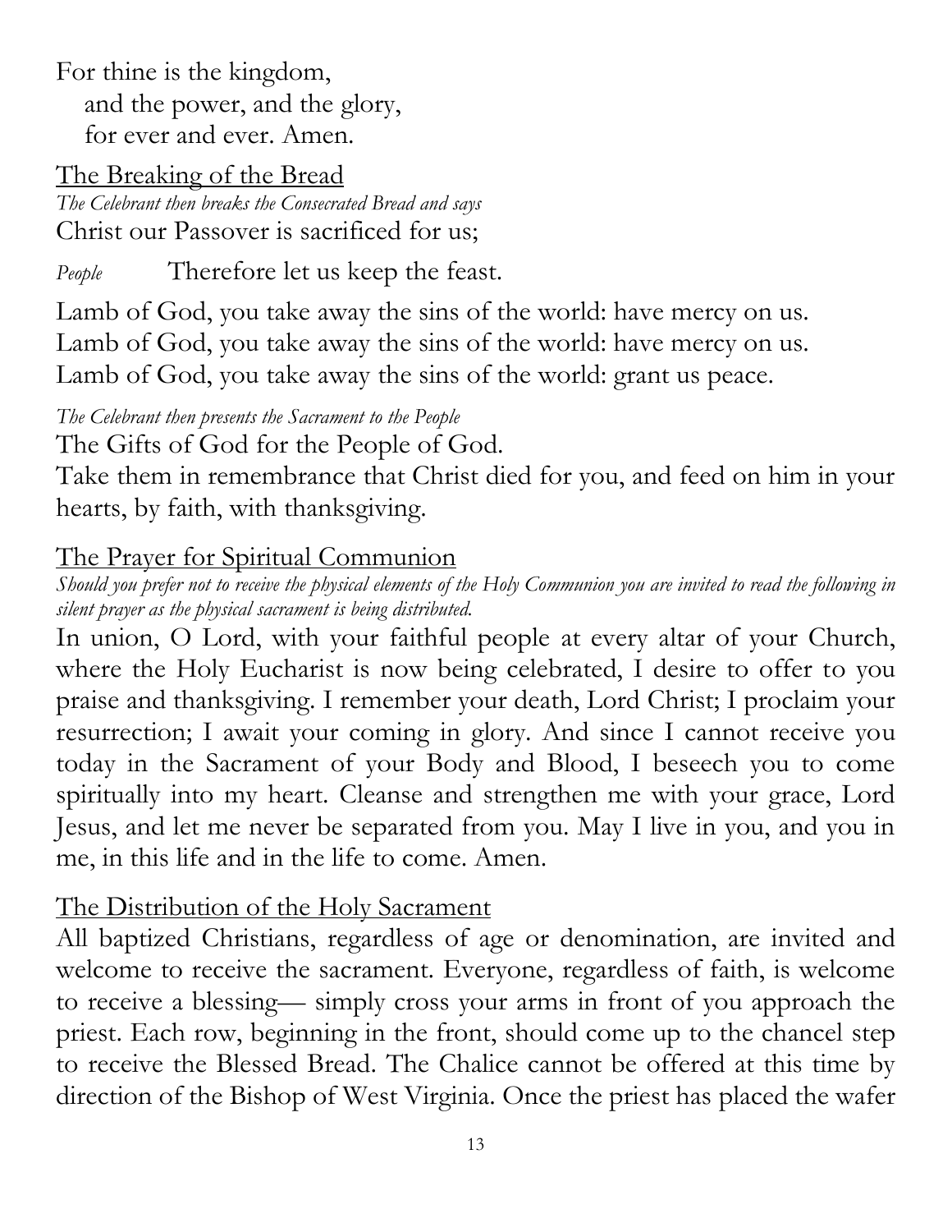For thine is the kingdom,
   and the power, and the glory,
   for ever and ever. Amen.

## The Breaking of the Bread

*The Celebrant then breaks the Consecrated Bread and says*

Christ our Passover is sacrificed for us;

*People* Therefore let us keep the feast.

Lamb of God, you take away the sins of the world: have mercy on us.
Lamb of God, you take away the sins of the world: have mercy on us.
Lamb of God, you take away the sins of the world: grant us peace.

*The Celebrant then presents the Sacrament to the People*

The Gifts of God for the People of God.
Take them in remembrance that Christ died for you, and feed on him in your hearts, by faith, with thanksgiving.

## The Prayer for Spiritual Communion

*Should you prefer not to receive the physical elements of the Holy Communion you are invited to read the following in silent prayer as the physical sacrament is being distributed.*

In union, O Lord, with your faithful people at every altar of your Church, where the Holy Eucharist is now being celebrated, I desire to offer to you praise and thanksgiving. I remember your death, Lord Christ; I proclaim your resurrection; I await your coming in glory. And since I cannot receive you today in the Sacrament of your Body and Blood, I beseech you to come spiritually into my heart. Cleanse and strengthen me with your grace, Lord Jesus, and let me never be separated from you. May I live in you, and you in me, in this life and in the life to come. Amen.

## The Distribution of the Holy Sacrament

All baptized Christians, regardless of age or denomination, are invited and welcome to receive the sacrament. Everyone, regardless of faith, is welcome to receive a blessing— simply cross your arms in front of you approach the priest. Each row, beginning in the front, should come up to the chancel step to receive the Blessed Bread. The Chalice cannot be offered at this time by direction of the Bishop of West Virginia. Once the priest has placed the wafer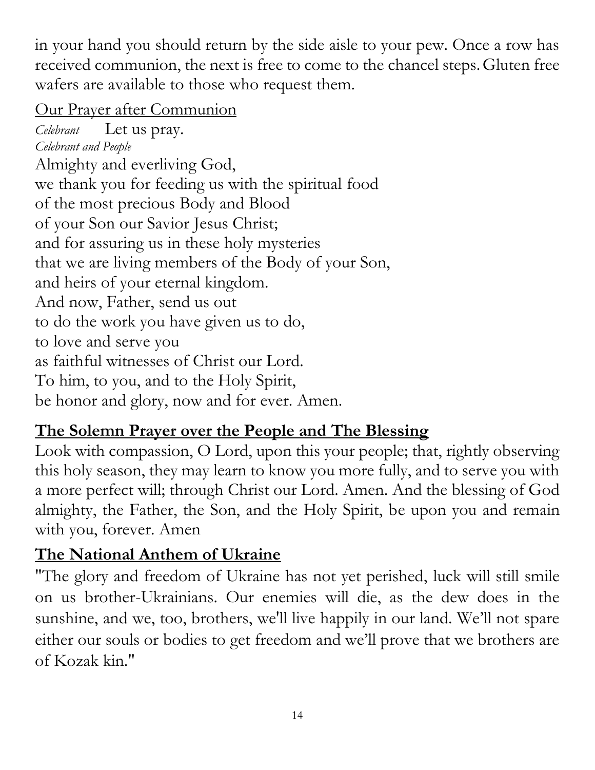in your hand you should return by the side aisle to your pew. Once a row has received communion, the next is free to come to the chancel steps. Gluten free wafers are available to those who request them.

<u>Our Prayer after Communion</u>

*Celebrant* Let us pray.

*Celebrant and People*

Almighty and everliving God,
we thank you for feeding us with the spiritual food
of the most precious Body and Blood
of your Son our Savior Jesus Christ;
and for assuring us in these holy mysteries
that we are living members of the Body of your Son,
and heirs of your eternal kingdom.
And now, Father, send us out
to do the work you have given us to do,
to love and serve you
as faithful witnesses of Christ our Lord.
To him, to you, and to the Holy Spirit,
be honor and glory, now and for ever. Amen.

## The Solemn Prayer over the People and The Blessing

Look with compassion, O Lord, upon this your people; that, rightly observing this holy season, they may learn to know you more fully, and to serve you with a more perfect will; through Christ our Lord. Amen. And the blessing of God almighty, the Father, the Son, and the Holy Spirit, be upon you and remain with you, forever. Amen

## The National Anthem of Ukraine

"The glory and freedom of Ukraine has not yet perished, luck will still smile on us brother-Ukrainians. Our enemies will die, as the dew does in the sunshine, and we, too, brothers, we'll live happily in our land. We'll not spare either our souls or bodies to get freedom and we'll prove that we brothers are of Kozak kin."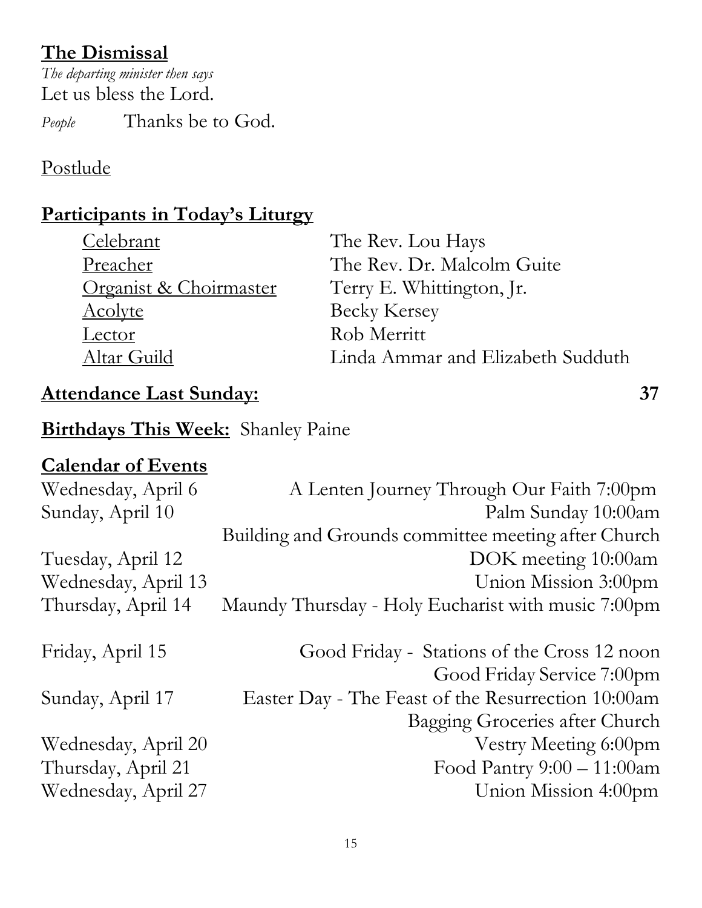## The Dismissal

*The departing minister then says*

Let us bless the Lord.

*People* Thanks be to God.

Postlude

## Participants in Today's Liturgy

| | |
|---|---|
| Celebrant | The Rev. Lou Hays |
| Preacher | The Rev. Dr. Malcolm Guite |
| Organist & Choirmaster | Terry E. Whittington, Jr. |
| Acolyte | Becky Kersey |
| Lector | Rob Merritt |
| Altar Guild | Linda Ammar and Elizabeth Sudduth |

**Attendance Last Sunday:** 37

**Birthdays This Week:** Shanley Paine

## Calendar of Events

| | |
|---|---|
| Wednesday, April 6 | A Lenten Journey Through Our Faith 7:00pm |
| Sunday, April 10 | Palm Sunday 10:00am |
| | Building and Grounds committee meeting after Church |
| Tuesday, April 12 | DOK meeting 10:00am |
| Wednesday, April 13 | Union Mission 3:00pm |
| Thursday, April 14 | Maundy Thursday - Holy Eucharist with music 7:00pm |
| Friday, April 15 | Good Friday - Stations of the Cross 12 noon |
| | Good Friday Service 7:00pm |
| Sunday, April 17 | Easter Day - The Feast of the Resurrection 10:00am |
| | Bagging Groceries after Church |
| Wednesday, April 20 | Vestry Meeting 6:00pm |
| Thursday, April 21 | Food Pantry 9:00 – 11:00am |
| Wednesday, April 27 | Union Mission 4:00pm |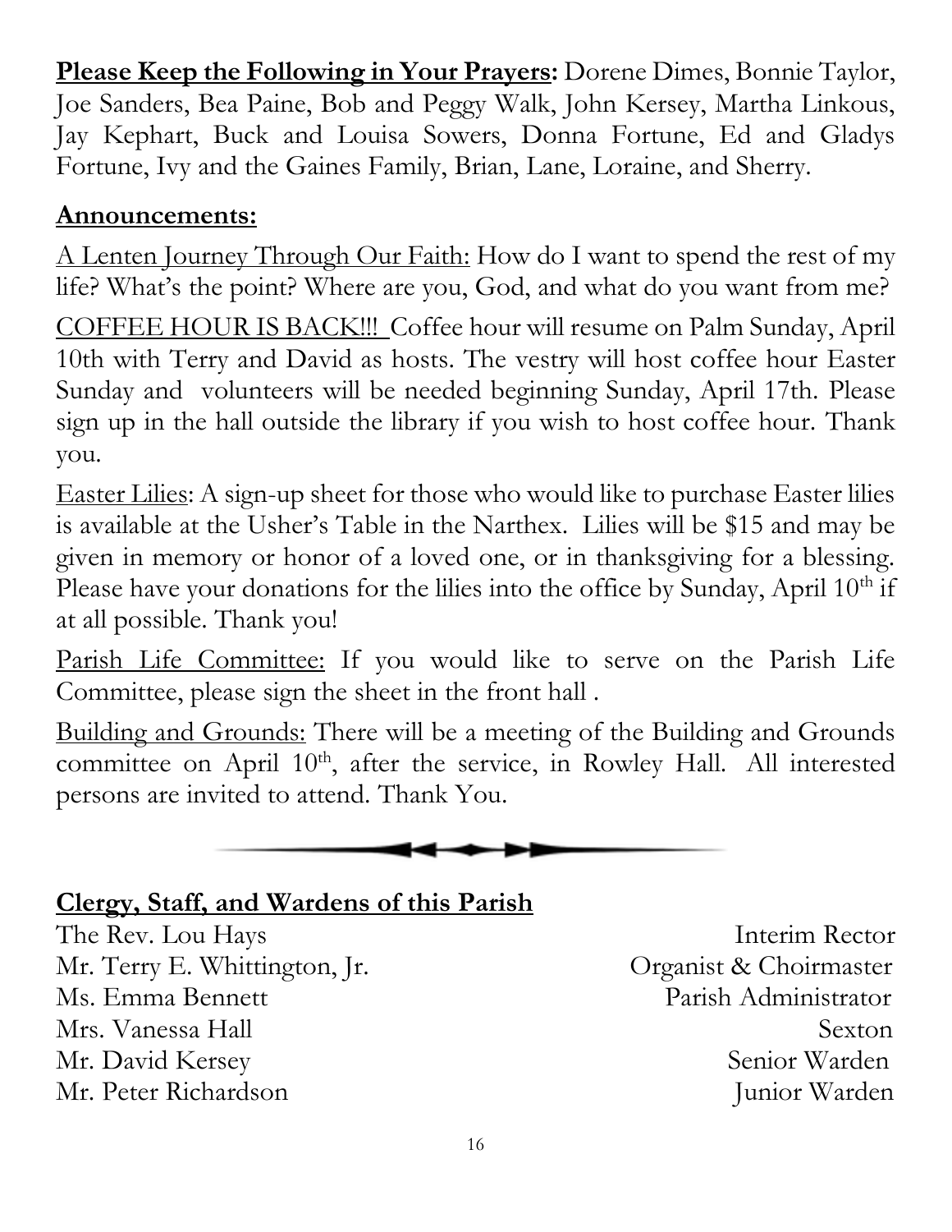**Please Keep the Following in Your Prayers:** Dorene Dimes, Bonnie Taylor, Joe Sanders, Bea Paine, Bob and Peggy Walk, John Kersey, Martha Linkous, Jay Kephart, Buck and Louisa Sowers, Donna Fortune, Ed and Gladys Fortune, Ivy and the Gaines Family, Brian, Lane, Loraine, and Sherry.

## Announcements:

A Lenten Journey Through Our Faith: How do I want to spend the rest of my life? What's the point? Where are you, God, and what do you want from me?

COFFEE HOUR IS BACK!!! Coffee hour will resume on Palm Sunday, April 10th with Terry and David as hosts. The vestry will host coffee hour Easter Sunday and volunteers will be needed beginning Sunday, April 17th. Please sign up in the hall outside the library if you wish to host coffee hour. Thank you.

Easter Lilies: A sign-up sheet for those who would like to purchase Easter lilies is available at the Usher's Table in the Narthex. Lilies will be $15 and may be given in memory or honor of a loved one, or in thanksgiving for a blessing. Please have your donations for the lilies into the office by Sunday, April 10th if at all possible. Thank you!

Parish Life Committee: If you would like to serve on the Parish Life Committee, please sign the sheet in the front hall .

Building and Grounds: There will be a meeting of the Building and Grounds committee on April 10th, after the service, in Rowley Hall. All interested persons are invited to attend. Thank You.

## Clergy, Staff, and Wardens of this Parish

| | |
|---|---|
| The Rev. Lou Hays | Interim Rector |
| Mr. Terry E. Whittington, Jr. | Organist & Choirmaster |
| Ms. Emma Bennett | Parish Administrator |
| Mrs. Vanessa Hall | Sexton |
| Mr. David Kersey | Senior Warden |
| Mr. Peter Richardson | Junior Warden |